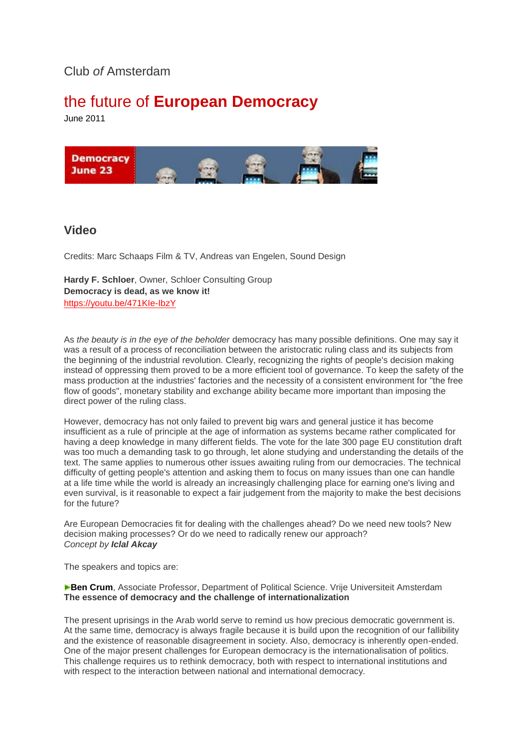Club *of* Amsterdam

# the future of **European Democracy**

June 2011

## Video

Credits: Marc Schaaps Film & TV, Andreas van Engelen, Sound Design

**Hardy F. Schloer**, Owner, Schloer Consulting Group
**Democracy is dead, as we know it!**
https://youtu.be/471Kle-IbzY

As *the beauty is in the eye of the beholder* democracy has many possible definitions. One may say it was a result of a process of reconciliation between the aristocratic ruling class and its subjects from the beginning of the industrial revolution. Clearly, recognizing the rights of people's decision making instead of oppressing them proved to be a more efficient tool of governance. To keep the safety of the mass production at the industries' factories and the necessity of a consistent environment for "the free flow of goods", monetary stability and exchange ability became more important than imposing the direct power of the ruling class.

However, democracy has not only failed to prevent big wars and general justice it has become insufficient as a rule of principle at the age of information as systems became rather complicated for having a deep knowledge in many different fields. The vote for the late 300 page EU constitution draft was too much a demanding task to go through, let alone studying and understanding the details of the text. The same applies to numerous other issues awaiting ruling from our democracies. The technical difficulty of getting people's attention and asking them to focus on many issues than one can handle at a life time while the world is already an increasingly challenging place for earning one's living and even survival, is it reasonable to expect a fair judgement from the majority to make the best decisions for the future?

Are European Democracies fit for dealing with the challenges ahead? Do we need new tools? New decision making processes? Or do we need to radically renew our approach?
*Concept by **Iclal Akcay***

The speakers and topics are:

**Ben Crum**, Associate Professor, Department of Political Science. Vrije Universiteit Amsterdam
**The essence of democracy and the challenge of internationalization**

The present uprisings in the Arab world serve to remind us how precious democratic government is. At the same time, democracy is always fragile because it is build upon the recognition of our fallibility and the existence of reasonable disagreement in society. Also, democracy is inherently open-ended. One of the major present challenges for European democracy is the internationalisation of politics. This challenge requires us to rethink democracy, both with respect to international institutions and with respect to the interaction between national and international democracy.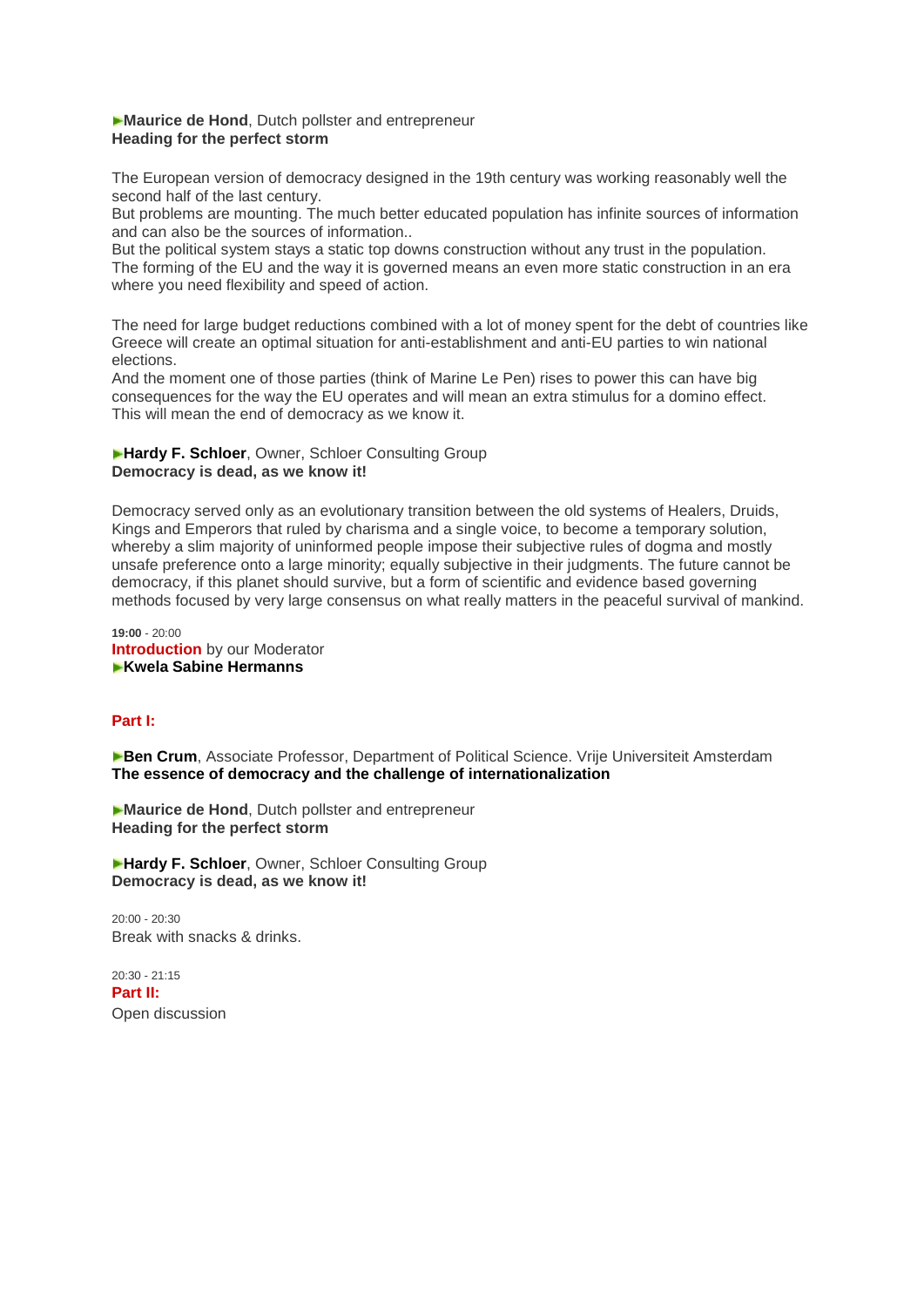►**Maurice de Hond**, Dutch pollster and entrepreneur
**Heading for the perfect storm**

The European version of democracy designed in the 19th century was working reasonably well the second half of the last century.
But problems are mounting. The much better educated population has infinite sources of information and can also be the sources of information..
But the political system stays a static top downs construction without any trust in the population.
The forming of the EU and the way it is governed means an even more static construction in an era where you need flexibility and speed of action.

The need for large budget reductions combined with a lot of money spent for the debt of countries like Greece will create an optimal situation for anti-establishment and anti-EU parties to win national elections.
And the moment one of those parties (think of Marine Le Pen) rises to power this can have big consequences for the way the EU operates and will mean an extra stimulus for a domino effect.
This will mean the end of democracy as we know it.

►**Hardy F. Schloer**, Owner, Schloer Consulting Group
**Democracy is dead, as we know it!**

Democracy served only as an evolutionary transition between the old systems of Healers, Druids, Kings and Emperors that ruled by charisma and a single voice, to become a temporary solution, whereby a slim majority of uninformed people impose their subjective rules of dogma and mostly unsafe preference onto a large minority; equally subjective in their judgments. The future cannot be democracy, if this planet should survive, but a form of scientific and evidence based governing methods focused by very large consensus on what really matters in the peaceful survival of mankind.

**19:00** - 20:00
**Introduction** by our Moderator
►**Kwela Sabine Hermanns**

**Part I:**

►**Ben Crum**, Associate Professor, Department of Political Science. Vrije Universiteit Amsterdam
**The essence of democracy and the challenge of internationalization**

►**Maurice de Hond**, Dutch pollster and entrepreneur
**Heading for the perfect storm**

►**Hardy F. Schloer**, Owner, Schloer Consulting Group
**Democracy is dead, as we know it!**

20:00 - 20:30
Break with snacks & drinks.

20:30 - 21:15
**Part II:**
Open discussion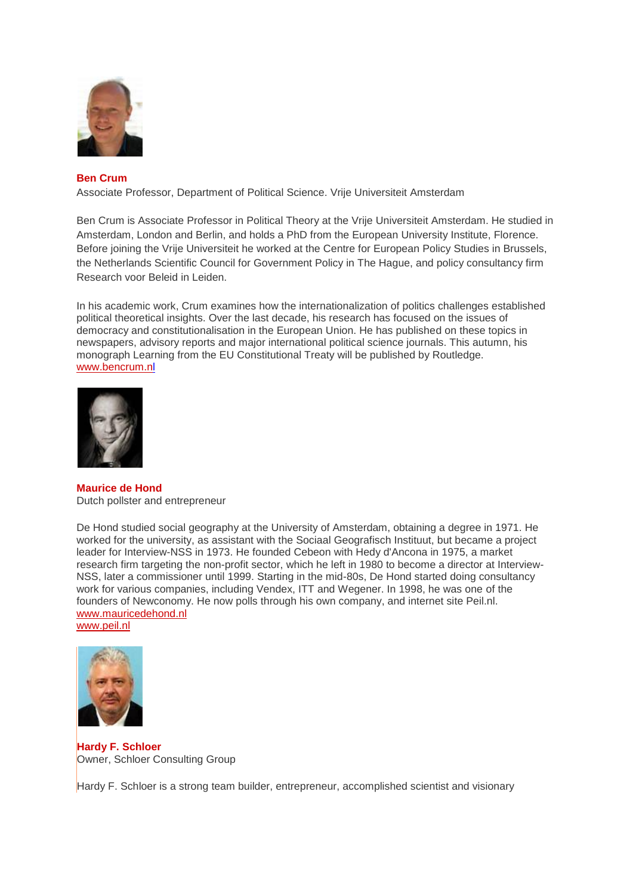**Ben Crum**
Associate Professor, Department of Political Science. Vrije Universiteit Amsterdam

Ben Crum is Associate Professor in Political Theory at the Vrije Universiteit Amsterdam. He studied in Amsterdam, London and Berlin, and holds a PhD from the European University Institute, Florence. Before joining the Vrije Universiteit he worked at the Centre for European Policy Studies in Brussels, the Netherlands Scientific Council for Government Policy in The Hague, and policy consultancy firm Research voor Beleid in Leiden.

In his academic work, Crum examines how the internationalization of politics challenges established political theoretical insights. Over the last decade, his research has focused on the issues of democracy and constitutionalisation in the European Union. He has published on these topics in newspapers, advisory reports and major international political science journals. This autumn, his monograph Learning from the EU Constitutional Treaty will be published by Routledge.
www.bencrum.nl

**Maurice de Hond**
Dutch pollster and entrepreneur

De Hond studied social geography at the University of Amsterdam, obtaining a degree in 1971. He worked for the university, as assistant with the Sociaal Geografisch Instituut, but became a project leader for Interview-NSS in 1973. He founded Cebeon with Hedy d'Ancona in 1975, a market research firm targeting the non-profit sector, which he left in 1980 to become a director at Interview-NSS, later a commissioner until 1999. Starting in the mid-80s, De Hond started doing consultancy work for various companies, including Vendex, ITT and Wegener. In 1998, he was one of the founders of Newconomy. He now polls through his own company, and internet site Peil.nl.
www.mauricedehond.nl
www.peil.nl

**Hardy F. Schloer**
Owner, Schloer Consulting Group

Hardy F. Schloer is a strong team builder, entrepreneur, accomplished scientist and visionary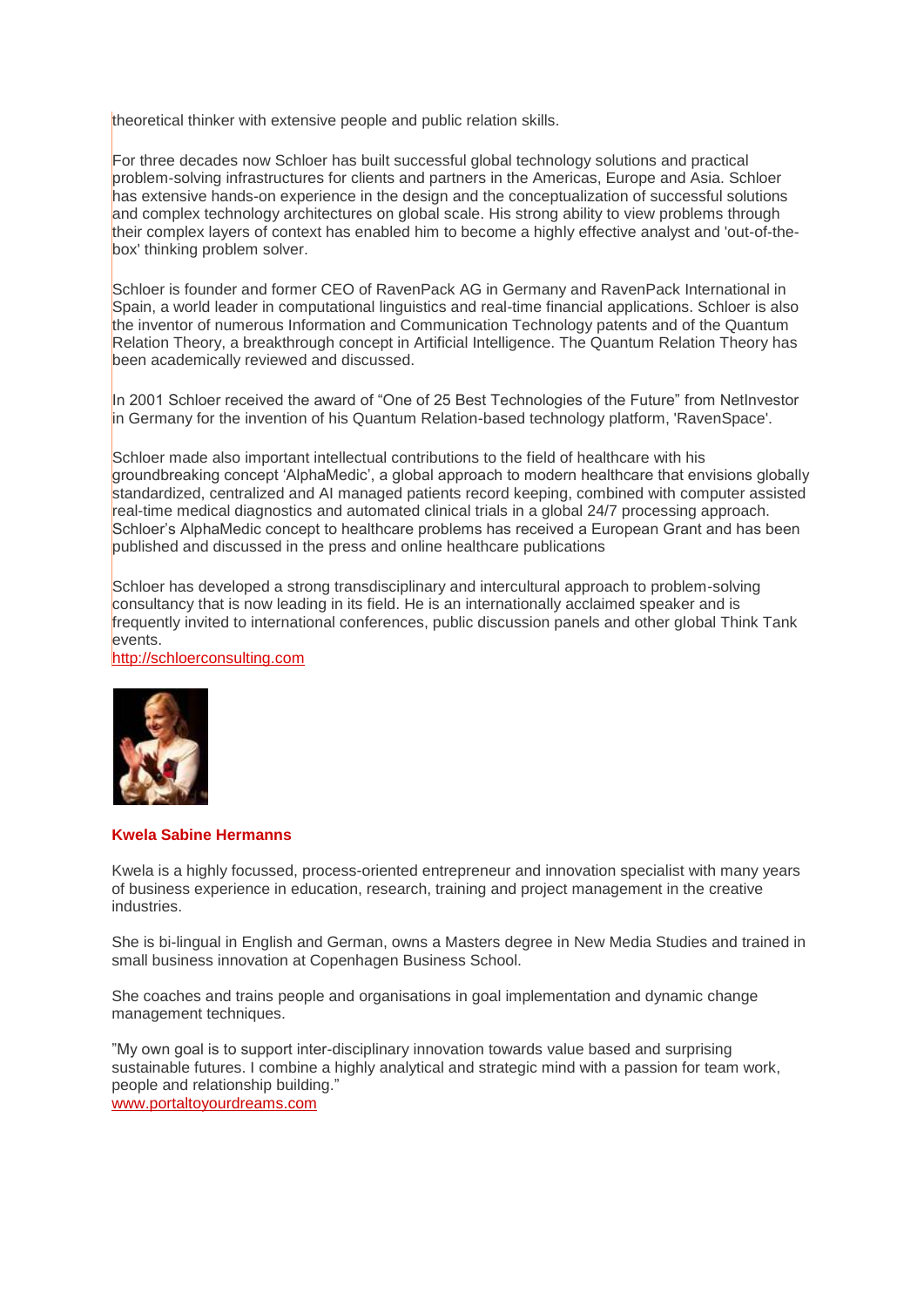theoretical thinker with extensive people and public relation skills.

For three decades now Schloer has built successful global technology solutions and practical problem-solving infrastructures for clients and partners in the Americas, Europe and Asia. Schloer has extensive hands-on experience in the design and the conceptualization of successful solutions and complex technology architectures on global scale. His strong ability to view problems through their complex layers of context has enabled him to become a highly effective analyst and 'out-of-the-box' thinking problem solver.

Schloer is founder and former CEO of RavenPack AG in Germany and RavenPack International in Spain, a world leader in computational linguistics and real-time financial applications. Schloer is also the inventor of numerous Information and Communication Technology patents and of the Quantum Relation Theory, a breakthrough concept in Artificial Intelligence. The Quantum Relation Theory has been academically reviewed and discussed.

In 2001 Schloer received the award of "One of 25 Best Technologies of the Future" from NetInvestor in Germany for the invention of his Quantum Relation-based technology platform, 'RavenSpace'.

Schloer made also important intellectual contributions to the field of healthcare with his groundbreaking concept 'AlphaMedic', a global approach to modern healthcare that envisions globally standardized, centralized and AI managed patients record keeping, combined with computer assisted real-time medical diagnostics and automated clinical trials in a global 24/7 processing approach. Schloer's AlphaMedic concept to healthcare problems has received a European Grant and has been published and discussed in the press and online healthcare publications

Schloer has developed a strong transdisciplinary and intercultural approach to problem-solving consultancy that is now leading in its field. He is an internationally acclaimed speaker and is frequently invited to international conferences, public discussion panels and other global Think Tank events.
http://schloerconsulting.com

**Kwela Sabine Hermanns**

Kwela is a highly focussed, process-oriented entrepreneur and innovation specialist with many years of business experience in education, research, training and project management in the creative industries.

She is bi-lingual in English and German, owns a Masters degree in New Media Studies and trained in small business innovation at Copenhagen Business School.

She coaches and trains people and organisations in goal implementation and dynamic change management techniques.

"My own goal is to support inter-disciplinary innovation towards value based and surprising sustainable futures. I combine a highly analytical and strategic mind with a passion for team work, people and relationship building."
www.portaltoyourdreams.com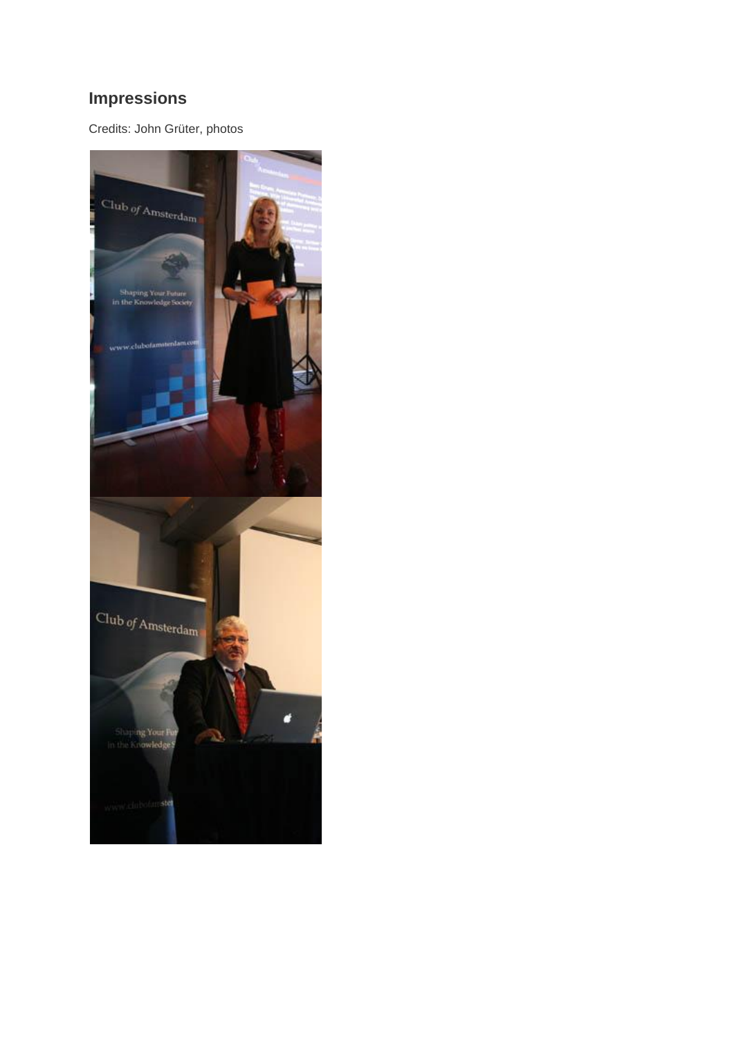## Impressions

Credits: John Grüter, photos